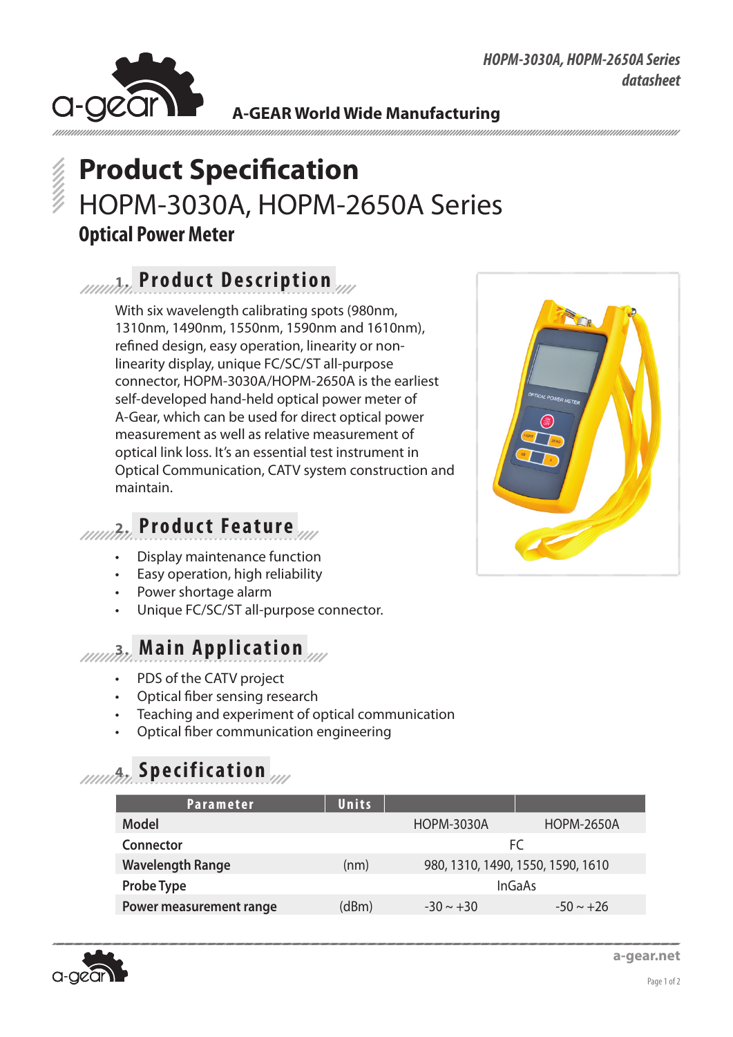A-GEAR World Wide Manufacturing

# Product Specification

## HOPM-3030A, HOPM-2650A Series

### Optical Power Meter

## 1. Product Description

With six wavelength calibrating spots (980nm, 1310nm, 1490nm, 1550nm, 1590nm and 1610nm), refined design, easy operation, linearity or non-linearity display, unique FC/SC/ST all-purpose connector, HOPM-3030A/HOPM-2650A is the earliest self-developed hand-held optical power meter of A-Gear, which can be used for direct optical power measurement as well as relative measurement of optical link loss. It's an essential test instrument in Optical Communication, CATV system construction and maintain.

## 2. Product Feature

- Display maintenance function
- Easy operation, high reliability
- Power shortage alarm
- Unique FC/SC/ST all-purpose connector.

## 3. Main Application

- PDS of the CATV project
- Optical fiber sensing research
- Teaching and experiment of optical communication
- Optical fiber communication engineering

## 4. Specification

| Parameter | Units | | |
|---|---|---|---|
| **Model** | | HOPM-3030A | HOPM-2650A |
| **Connector** | | FC | |
| **Wavelength Range** | (nm) | 980, 1310, 1490, 1550, 1590, 1610 | |
| **Probe Type** | | InGaAs | |
| **Power measurement range** | (dBm) | -30 ~ +30 | -50 ~ +26 |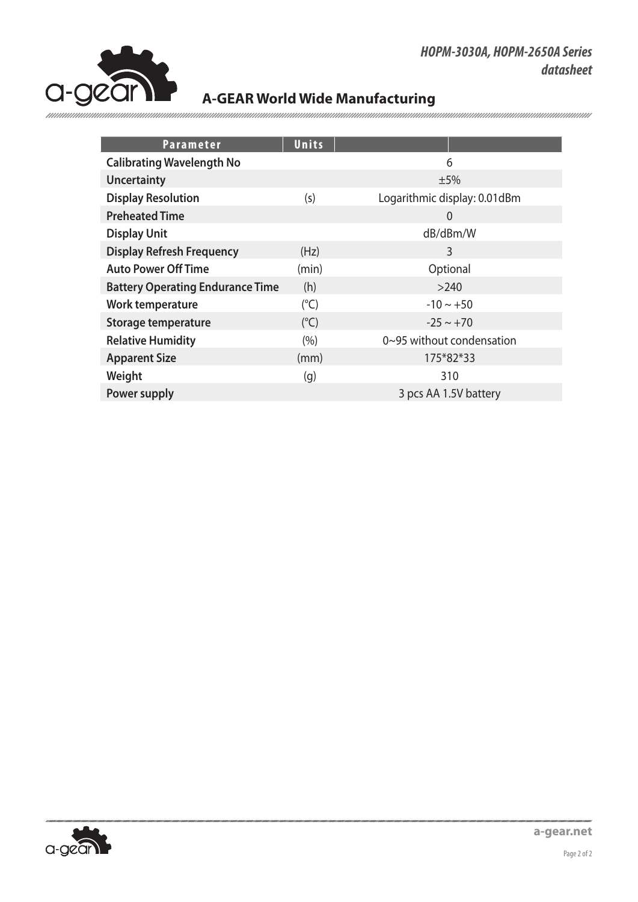| Parameter | Units | | |
|---|---|---|---|
| **Calibrating Wavelength No** | | 6 | |
| **Uncertainty** | | ±5% | |
| **Display Resolution** | (s) | Logarithmic display: 0.01dBm | |
| **Preheated Time** | | 0 | |
| **Display Unit** | | dB/dBm/W | |
| **Display Refresh Frequency** | (Hz) | 3 | |
| **Auto Power Off Time** | (min) | Optional | |
| **Battery Operating Endurance Time** | (h) | >240 | |
| **Work temperature** | (°C) | -10 ~ +50 | |
| **Storage temperature** | (°C) | -25 ~ +70 | |
| **Relative Humidity** | (%) | 0~95 without condensation | |
| **Apparent Size** | (mm) | 175*82*33 | |
| **Weight** | (g) | 310 | |
| **Power supply** | | 3 pcs AA 1.5V battery | |